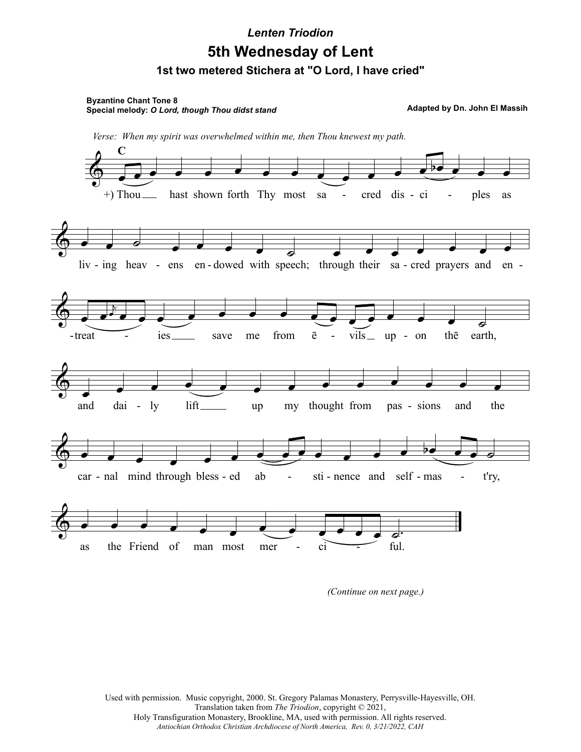*Lenten Triodion*

# 5th Wednesday of Lent

### 1st two metered Stichera at "O Lord, I have cried"

**Byzantine Chant Tone 8**
**Special melody: *O Lord, though Thou didst stand***

**Adapted by Dn. John El Massih**

*Verse: When my spirit was overwhelmed within me, then Thou knewest my path.*

C

+) Thou hast shown forth Thy most sa - cred dis - ci - ples as liv - ing heav - ens en - dowed with speech; through their sa - cred prayers and en - treat - ies save me from ē - vils up - on thē earth, and dai - ly lift up my thought from pas - sions and the car - nal mind through bless - ed ab - sti - nence and self - mas - t'ry, as the Friend of man most mer - ci - ful.

*(Continue on next page.)*

Used with permission. Music copyright, 2000. St. Gregory Palamas Monastery, Perrysville-Hayesville, OH.
Translation taken from *The Triodion*, copyright © 2021,
Holy Transfiguration Monastery, Brookline, MA, used with permission. All rights reserved.
*Antiochian Orthodox Christian Archdiocese of North America, Rev. 0, 3/21/2022, CAH*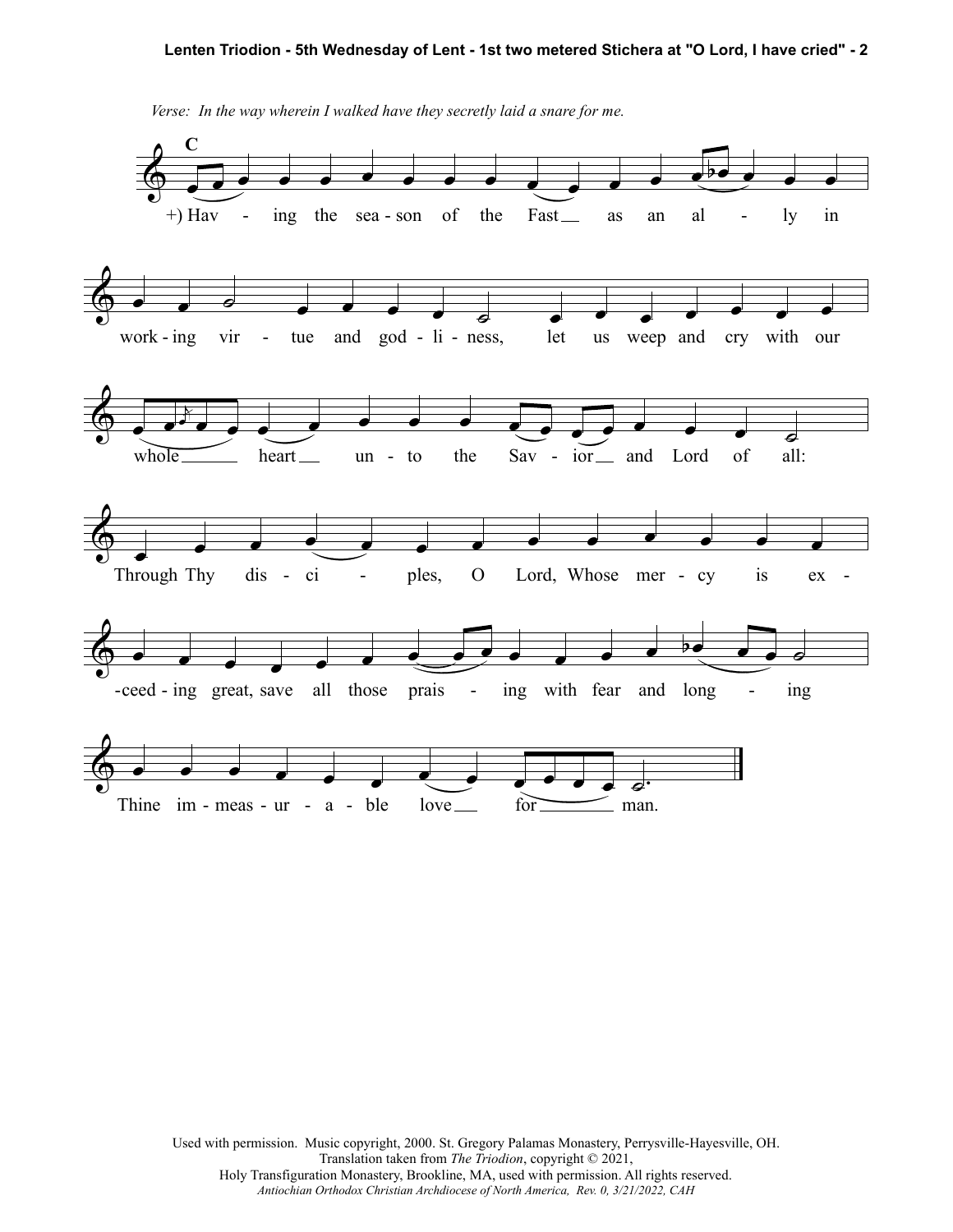*Verse: In the way wherein I walked have they secretly laid a snare for me.*

**C**

+) Having the season of the Fast as an ally in working virtue and godliness, let us weep and cry with our whole heart unto the Savior and Lord of all: Through Thy disciples, O Lord, Whose mercy is exceeding great, save all those praising with fear and longing Thine immeasurable love for man.

Used with permission. Music copyright, 2000. St. Gregory Palamas Monastery, Perrysville-Hayesville, OH.
Translation taken from *The Triodion*, copyright © 2021,
Holy Transfiguration Monastery, Brookline, MA, used with permission. All rights reserved.
*Antiochian Orthodox Christian Archdiocese of North America, Rev. 0, 3/21/2022, CAH*